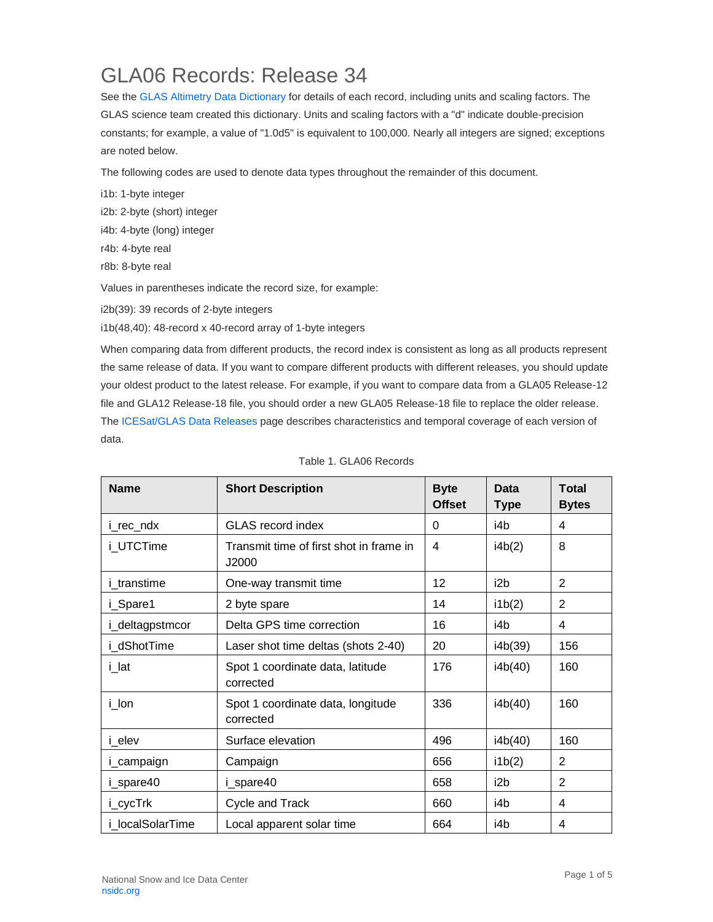# GLA06 Records: Release 34

See the GLAS Altimetry Data Dictionary for details of each record, including units and scaling factors. The GLAS science team created this dictionary. Units and scaling factors with a "d" indicate double-precision constants; for example, a value of "1.0d5" is equivalent to 100,000. Nearly all integers are signed; exceptions are noted below.

The following codes are used to denote data types throughout the remainder of this document.

i1b: 1-byte integer

i2b: 2-byte (short) integer

i4b: 4-byte (long) integer

r4b: 4-byte real

r8b: 8-byte real

Values in parentheses indicate the record size, for example:

i2b(39): 39 records of 2-byte integers

i1b(48,40): 48-record x 40-record array of 1-byte integers

When comparing data from different products, the record index is consistent as long as all products represent the same release of data. If you want to compare different products with different releases, you should update your oldest product to the latest release. For example, if you want to compare data from a GLA05 Release-12 file and GLA12 Release-18 file, you should order a new GLA05 Release-18 file to replace the older release. The ICESat/GLAS Data Releases page describes characteristics and temporal coverage of each version of data.

Table 1. GLA06 Records

| Name | Short Description | Byte Offset | Data Type | Total Bytes |
|---|---|---|---|---|
| i_rec_ndx | GLAS record index | 0 | i4b | 4 |
| i_UTCTime | Transmit time of first shot in frame in J2000 | 4 | i4b(2) | 8 |
| i_transtime | One-way transmit time | 12 | i2b | 2 |
| i_Spare1 | 2 byte spare | 14 | i1b(2) | 2 |
| i_deltagpstmcor | Delta GPS time correction | 16 | i4b | 4 |
| i_dShotTime | Laser shot time deltas (shots 2-40) | 20 | i4b(39) | 156 |
| i_lat | Spot 1 coordinate data, latitude corrected | 176 | i4b(40) | 160 |
| i_lon | Spot 1 coordinate data, longitude corrected | 336 | i4b(40) | 160 |
| i_elev | Surface elevation | 496 | i4b(40) | 160 |
| i_campaign | Campaign | 656 | i1b(2) | 2 |
| i_spare40 | i_spare40 | 658 | i2b | 2 |
| i_cycTrk | Cycle and Track | 660 | i4b | 4 |
| i_localSolarTime | Local apparent solar time | 664 | i4b | 4 |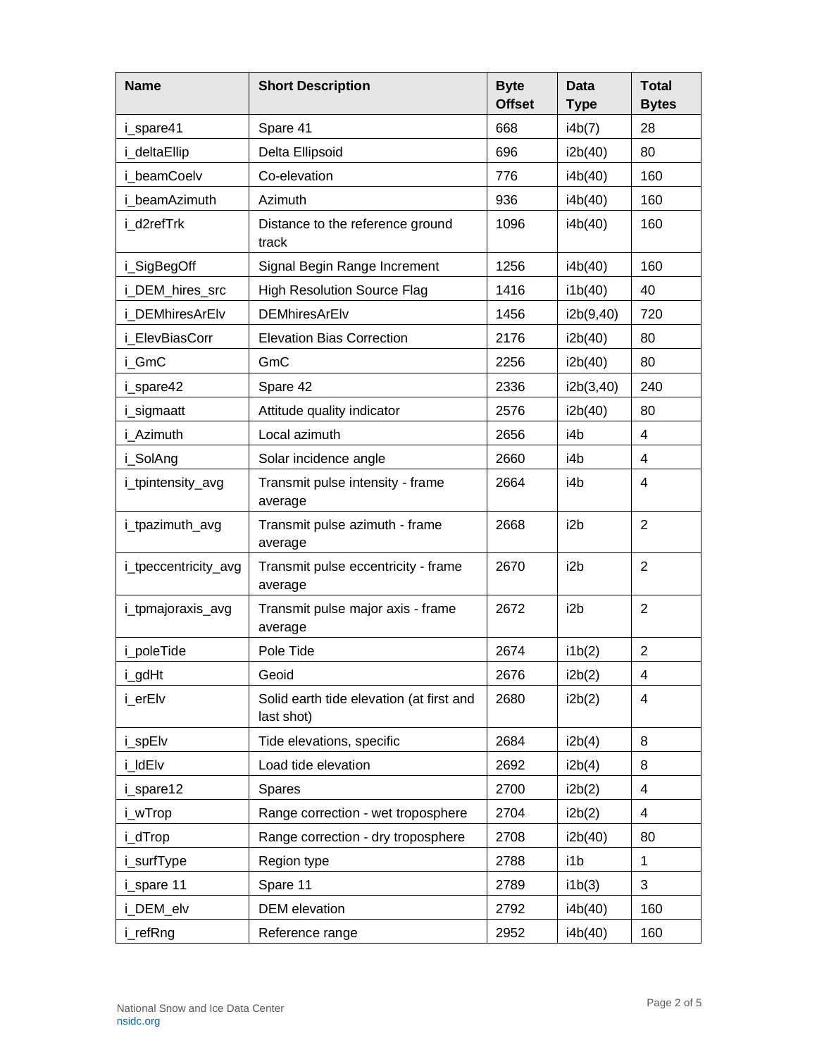| Name | Short Description | Byte Offset | Data Type | Total Bytes |
|---|---|---|---|---|
| i_spare41 | Spare 41 | 668 | i4b(7) | 28 |
| i_deltaEllip | Delta Ellipsoid | 696 | i2b(40) | 80 |
| i_beamCoelv | Co-elevation | 776 | i4b(40) | 160 |
| i_beamAzimuth | Azimuth | 936 | i4b(40) | 160 |
| i_d2refTrk | Distance to the reference ground track | 1096 | i4b(40) | 160 |
| i_SigBegOff | Signal Begin Range Increment | 1256 | i4b(40) | 160 |
| i_DEM_hires_src | High Resolution Source Flag | 1416 | i1b(40) | 40 |
| i_DEMhiresArElv | DEMhiresArElv | 1456 | i2b(9,40) | 720 |
| i_ElevBiasCorr | Elevation Bias Correction | 2176 | i2b(40) | 80 |
| i_GmC | GmC | 2256 | i2b(40) | 80 |
| i_spare42 | Spare 42 | 2336 | i2b(3,40) | 240 |
| i_sigmaatt | Attitude quality indicator | 2576 | i2b(40) | 80 |
| i_Azimuth | Local azimuth | 2656 | i4b | 4 |
| i_SolAng | Solar incidence angle | 2660 | i4b | 4 |
| i_tpintensity_avg | Transmit pulse intensity - frame average | 2664 | i4b | 4 |
| i_tpazimuth_avg | Transmit pulse azimuth - frame average | 2668 | i2b | 2 |
| i_tpeccentricity_avg | Transmit pulse eccentricity - frame average | 2670 | i2b | 2 |
| i_tpmajoraxis_avg | Transmit pulse major axis - frame average | 2672 | i2b | 2 |
| i_poleTide | Pole Tide | 2674 | i1b(2) | 2 |
| i_gdHt | Geoid | 2676 | i2b(2) | 4 |
| i_erElv | Solid earth tide elevation (at first and last shot) | 2680 | i2b(2) | 4 |
| i_spElv | Tide elevations, specific | 2684 | i2b(4) | 8 |
| i_ldElv | Load tide elevation | 2692 | i2b(4) | 8 |
| i_spare12 | Spares | 2700 | i2b(2) | 4 |
| i_wTrop | Range correction - wet troposphere | 2704 | i2b(2) | 4 |
| i_dTrop | Range correction - dry troposphere | 2708 | i2b(40) | 80 |
| i_surfType | Region type | 2788 | i1b | 1 |
| i_spare 11 | Spare 11 | 2789 | i1b(3) | 3 |
| i_DEM_elv | DEM elevation | 2792 | i4b(40) | 160 |
| i_refRng | Reference range | 2952 | i4b(40) | 160 |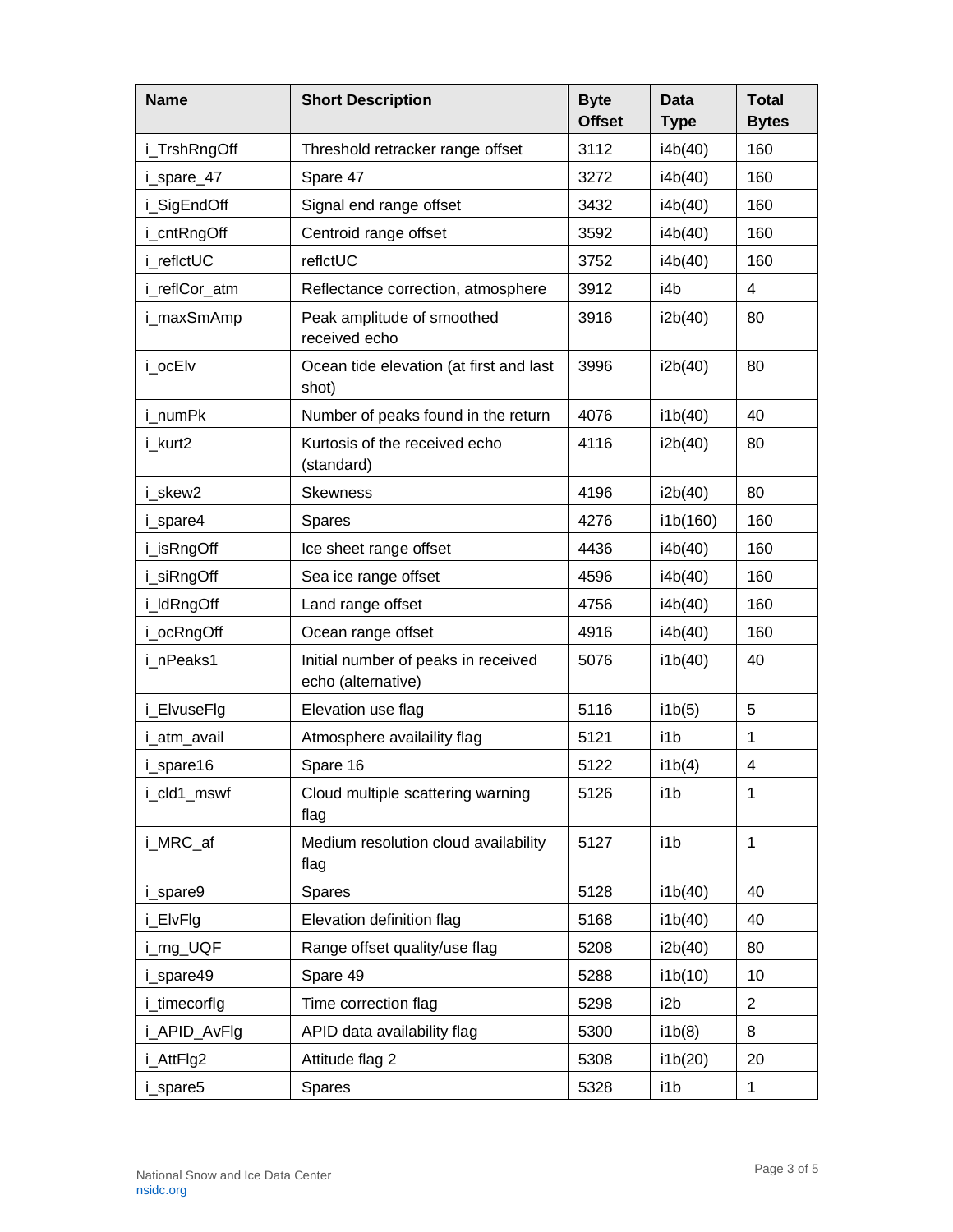| Name | Short Description | Byte Offset | Data Type | Total Bytes |
|---|---|---|---|---|
| i_TrshRngOff | Threshold retracker range offset | 3112 | i4b(40) | 160 |
| i_spare_47 | Spare 47 | 3272 | i4b(40) | 160 |
| i_SigEndOff | Signal end range offset | 3432 | i4b(40) | 160 |
| i_cntRngOff | Centroid range offset | 3592 | i4b(40) | 160 |
| i_reflctUC | reflctUC | 3752 | i4b(40) | 160 |
| i_reflCor_atm | Reflectance correction, atmosphere | 3912 | i4b | 4 |
| i_maxSmAmp | Peak amplitude of smoothed received echo | 3916 | i2b(40) | 80 |
| i_ocElv | Ocean tide elevation (at first and last shot) | 3996 | i2b(40) | 80 |
| i_numPk | Number of peaks found in the return | 4076 | i1b(40) | 40 |
| i_kurt2 | Kurtosis of the received echo (standard) | 4116 | i2b(40) | 80 |
| i_skew2 | Skewness | 4196 | i2b(40) | 80 |
| i_spare4 | Spares | 4276 | i1b(160) | 160 |
| i_isRngOff | Ice sheet range offset | 4436 | i4b(40) | 160 |
| i_siRngOff | Sea ice range offset | 4596 | i4b(40) | 160 |
| i_ldRngOff | Land range offset | 4756 | i4b(40) | 160 |
| i_ocRngOff | Ocean range offset | 4916 | i4b(40) | 160 |
| i_nPeaks1 | Initial number of peaks in received echo (alternative) | 5076 | i1b(40) | 40 |
| i_ElvuseFlg | Elevation use flag | 5116 | i1b(5) | 5 |
| i_atm_avail | Atmosphere availaility flag | 5121 | i1b | 1 |
| i_spare16 | Spare 16 | 5122 | i1b(4) | 4 |
| i_cld1_mswf | Cloud multiple scattering warning flag | 5126 | i1b | 1 |
| i_MRC_af | Medium resolution cloud availability flag | 5127 | i1b | 1 |
| i_spare9 | Spares | 5128 | i1b(40) | 40 |
| i_ElvFlg | Elevation definition flag | 5168 | i1b(40) | 40 |
| i_rng_UQF | Range offset quality/use flag | 5208 | i2b(40) | 80 |
| i_spare49 | Spare 49 | 5288 | i1b(10) | 10 |
| i_timecorflg | Time correction flag | 5298 | i2b | 2 |
| i_APID_AvFlg | APID data availability flag | 5300 | i1b(8) | 8 |
| i_AttFlg2 | Attitude flag 2 | 5308 | i1b(20) | 20 |
| i_spare5 | Spares | 5328 | i1b | 1 |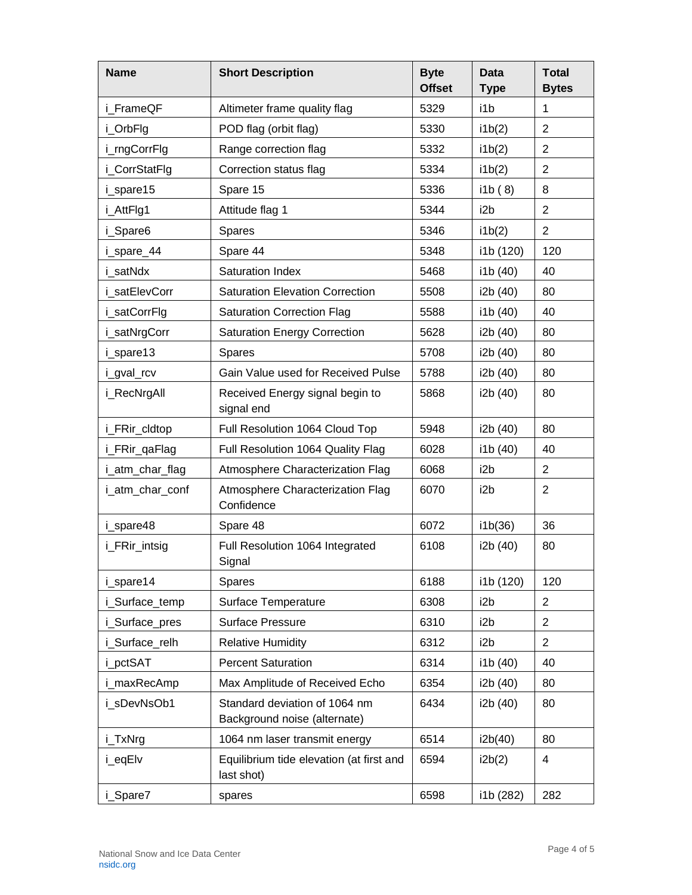| Name | Short Description | Byte Offset | Data Type | Total Bytes |
|---|---|---|---|---|
| i_FrameQF | Altimeter frame quality flag | 5329 | i1b | 1 |
| i_OrbFlg | POD flag (orbit flag) | 5330 | i1b(2) | 2 |
| i_rngCorrFlg | Range correction flag | 5332 | i1b(2) | 2 |
| i_CorrStatFlg | Correction status flag | 5334 | i1b(2) | 2 |
| i_spare15 | Spare 15 | 5336 | i1b ( 8) | 8 |
| i_AttFlg1 | Attitude flag 1 | 5344 | i2b | 2 |
| i_Spare6 | Spares | 5346 | i1b(2) | 2 |
| i_spare_44 | Spare 44 | 5348 | i1b (120) | 120 |
| i_satNdx | Saturation Index | 5468 | i1b (40) | 40 |
| i_satElevCorr | Saturation Elevation Correction | 5508 | i2b (40) | 80 |
| i_satCorrFlg | Saturation Correction Flag | 5588 | i1b (40) | 40 |
| i_satNrgCorr | Saturation Energy Correction | 5628 | i2b (40) | 80 |
| i_spare13 | Spares | 5708 | i2b (40) | 80 |
| i_gval_rcv | Gain Value used for Received Pulse | 5788 | i2b (40) | 80 |
| i_RecNrgAll | Received Energy signal begin to signal end | 5868 | i2b (40) | 80 |
| i_FRir_cldtop | Full Resolution 1064 Cloud Top | 5948 | i2b (40) | 80 |
| i_FRir_qaFlag | Full Resolution 1064 Quality Flag | 6028 | i1b (40) | 40 |
| i_atm_char_flag | Atmosphere Characterization Flag | 6068 | i2b | 2 |
| i_atm_char_conf | Atmosphere Characterization Flag Confidence | 6070 | i2b | 2 |
| i_spare48 | Spare 48 | 6072 | i1b(36) | 36 |
| i_FRir_intsig | Full Resolution 1064 Integrated Signal | 6108 | i2b (40) | 80 |
| i_spare14 | Spares | 6188 | i1b (120) | 120 |
| i_Surface_temp | Surface Temperature | 6308 | i2b | 2 |
| i_Surface_pres | Surface Pressure | 6310 | i2b | 2 |
| i_Surface_relh | Relative Humidity | 6312 | i2b | 2 |
| i_pctSAT | Percent Saturation | 6314 | i1b (40) | 40 |
| i_maxRecAmp | Max Amplitude of Received Echo | 6354 | i2b (40) | 80 |
| i_sDevNsOb1 | Standard deviation of 1064 nm Background noise (alternate) | 6434 | i2b (40) | 80 |
| i_TxNrg | 1064 nm laser transmit energy | 6514 | i2b(40) | 80 |
| i_eqElv | Equilibrium tide elevation (at first and last shot) | 6594 | i2b(2) | 4 |
| i_Spare7 | spares | 6598 | i1b (282) | 282 |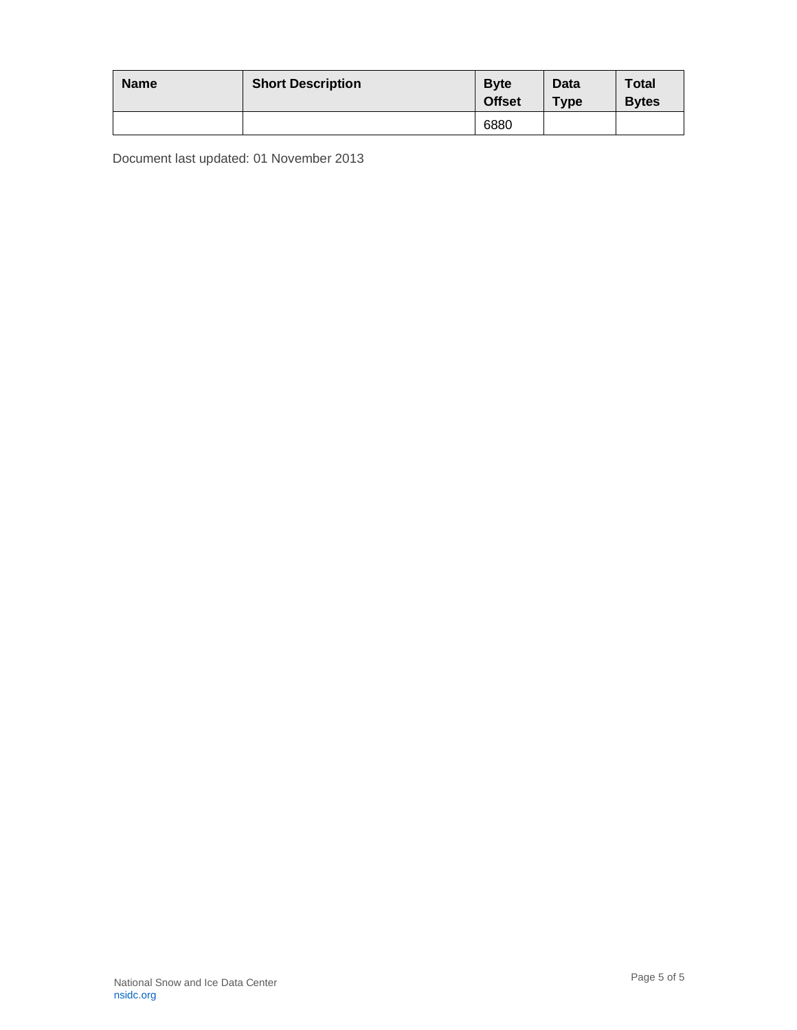| Name | Short Description | Byte Offset | Data Type | Total Bytes |
|---|---|---|---|---|
| | | 6880 | | |

Document last updated: 01 November 2013